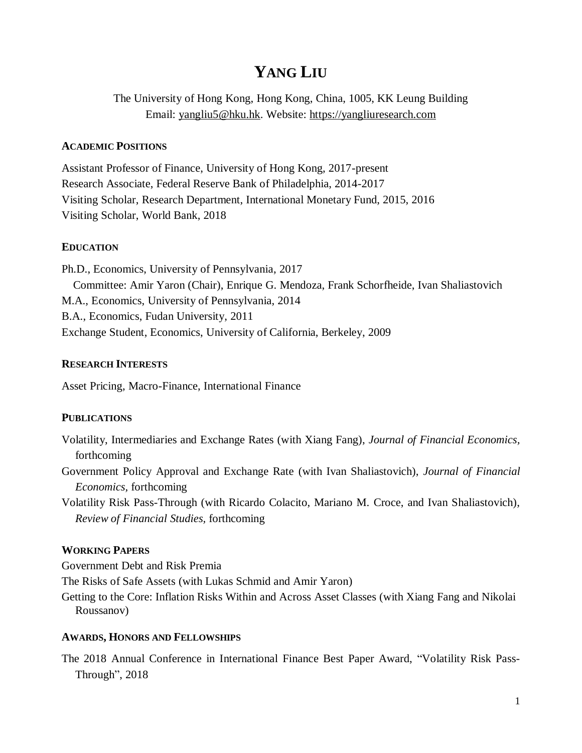# YANG LIU

The University of Hong Kong, Hong Kong, China, 1005, KK Leung Building
Email: yangliu5@hku.hk. Website: https://yangliuresearch.com

## ACADEMIC POSITIONS

Assistant Professor of Finance, University of Hong Kong, 2017-present
Research Associate, Federal Reserve Bank of Philadelphia, 2014-2017
Visiting Scholar, Research Department, International Monetary Fund, 2015, 2016
Visiting Scholar, World Bank, 2018

## EDUCATION

Ph.D., Economics, University of Pennsylvania, 2017
Committee: Amir Yaron (Chair), Enrique G. Mendoza, Frank Schorfheide, Ivan Shaliastovich
M.A., Economics, University of Pennsylvania, 2014
B.A., Economics, Fudan University, 2011
Exchange Student, Economics, University of California, Berkeley, 2009

## RESEARCH INTERESTS

Asset Pricing, Macro-Finance, International Finance

## PUBLICATIONS

Volatility, Intermediaries and Exchange Rates (with Xiang Fang), *Journal of Financial Economics*, forthcoming

Government Policy Approval and Exchange Rate (with Ivan Shaliastovich), *Journal of Financial Economics*, forthcoming

Volatility Risk Pass-Through (with Ricardo Colacito, Mariano M. Croce, and Ivan Shaliastovich), *Review of Financial Studies*, forthcoming

## WORKING PAPERS

Government Debt and Risk Premia

The Risks of Safe Assets (with Lukas Schmid and Amir Yaron)

Getting to the Core: Inflation Risks Within and Across Asset Classes (with Xiang Fang and Nikolai Roussanov)

## AWARDS, HONORS AND FELLOWSHIPS

The 2018 Annual Conference in International Finance Best Paper Award, "Volatility Risk Pass-Through", 2018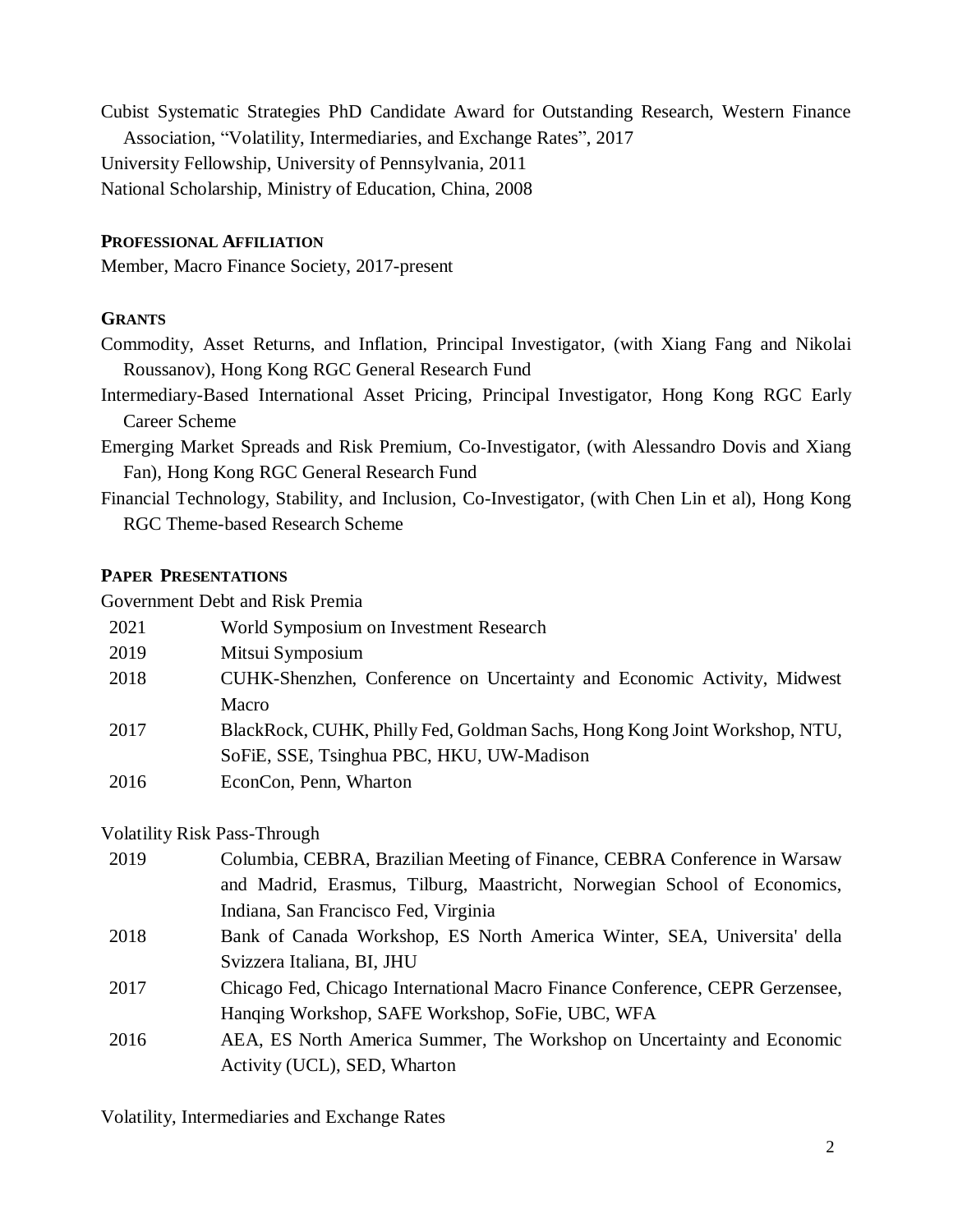Cubist Systematic Strategies PhD Candidate Award for Outstanding Research, Western Finance Association, "Volatility, Intermediaries, and Exchange Rates", 2017

University Fellowship, University of Pennsylvania, 2011

National Scholarship, Ministry of Education, China, 2008

## PROFESSIONAL AFFILIATION

Member, Macro Finance Society, 2017-present

## GRANTS

Commodity, Asset Returns, and Inflation, Principal Investigator, (with Xiang Fang and Nikolai Roussanov), Hong Kong RGC General Research Fund

Intermediary-Based International Asset Pricing, Principal Investigator, Hong Kong RGC Early Career Scheme

Emerging Market Spreads and Risk Premium, Co-Investigator, (with Alessandro Dovis and Xiang Fan), Hong Kong RGC General Research Fund

Financial Technology, Stability, and Inclusion, Co-Investigator, (with Chen Lin et al), Hong Kong RGC Theme-based Research Scheme

## PAPER PRESENTATIONS

Government Debt and Risk Premia

| | |
|---|---|
| 2021 | World Symposium on Investment Research |
| 2019 | Mitsui Symposium |
| 2018 | CUHK-Shenzhen, Conference on Uncertainty and Economic Activity, Midwest Macro |
| 2017 | BlackRock, CUHK, Philly Fed, Goldman Sachs, Hong Kong Joint Workshop, NTU, SoFiE, SSE, Tsinghua PBC, HKU, UW-Madison |
| 2016 | EconCon, Penn, Wharton |

Volatility Risk Pass-Through

| | |
|---|---|
| 2019 | Columbia, CEBRA, Brazilian Meeting of Finance, CEBRA Conference in Warsaw and Madrid, Erasmus, Tilburg, Maastricht, Norwegian School of Economics, Indiana, San Francisco Fed, Virginia |
| 2018 | Bank of Canada Workshop, ES North America Winter, SEA, Universita' della Svizzera Italiana, BI, JHU |
| 2017 | Chicago Fed, Chicago International Macro Finance Conference, CEPR Gerzensee, Hanqing Workshop, SAFE Workshop, SoFie, UBC, WFA |
| 2016 | AEA, ES North America Summer, The Workshop on Uncertainty and Economic Activity (UCL), SED, Wharton |

Volatility, Intermediaries and Exchange Rates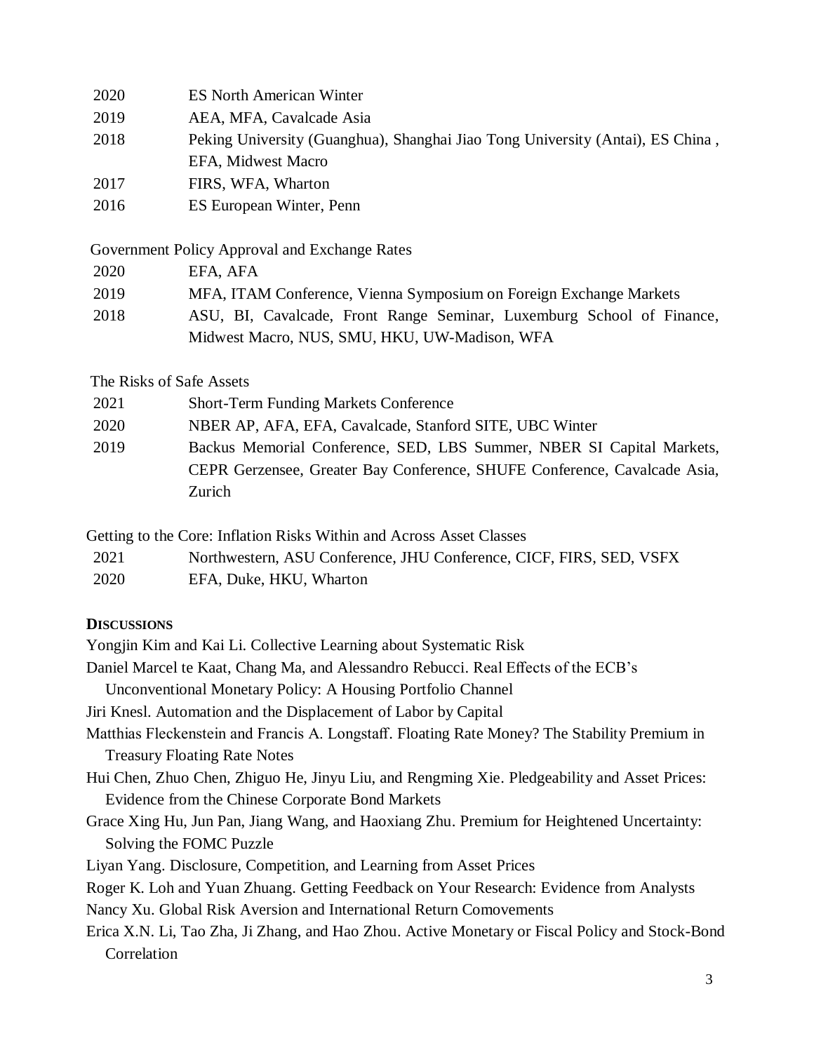| | |
|---|---|
| 2020 | ES North American Winter |
| 2019 | AEA, MFA, Cavalcade Asia |
| 2018 | Peking University (Guanghua), Shanghai Jiao Tong University (Antai), ES China , EFA, Midwest Macro |
| 2017 | FIRS, WFA, Wharton |
| 2016 | ES European Winter, Penn |

Government Policy Approval and Exchange Rates

| | |
|---|---|
| 2020 | EFA, AFA |
| 2019 | MFA, ITAM Conference, Vienna Symposium on Foreign Exchange Markets |
| 2018 | ASU, BI, Cavalcade, Front Range Seminar, Luxemburg School of Finance, Midwest Macro, NUS, SMU, HKU, UW-Madison, WFA |

The Risks of Safe Assets

| | |
|---|---|
| 2021 | Short-Term Funding Markets Conference |
| 2020 | NBER AP, AFA, EFA, Cavalcade, Stanford SITE, UBC Winter |
| 2019 | Backus Memorial Conference, SED, LBS Summer, NBER SI Capital Markets, CEPR Gerzensee, Greater Bay Conference, SHUFE Conference, Cavalcade Asia, Zurich |

Getting to the Core: Inflation Risks Within and Across Asset Classes

| | |
|---|---|
| 2021 | Northwestern, ASU Conference, JHU Conference, CICF, FIRS, SED, VSFX |
| 2020 | EFA, Duke, HKU, Wharton |

**DISCUSSIONS**

Yongjin Kim and Kai Li. Collective Learning about Systematic Risk

Daniel Marcel te Kaat, Chang Ma, and Alessandro Rebucci. Real Effects of the ECB's Unconventional Monetary Policy: A Housing Portfolio Channel

Jiri Knesl. Automation and the Displacement of Labor by Capital

Matthias Fleckenstein and Francis A. Longstaff. Floating Rate Money? The Stability Premium in Treasury Floating Rate Notes

Hui Chen, Zhuo Chen, Zhiguo He, Jinyu Liu, and Rengming Xie. Pledgeability and Asset Prices: Evidence from the Chinese Corporate Bond Markets

Grace Xing Hu, Jun Pan, Jiang Wang, and Haoxiang Zhu. Premium for Heightened Uncertainty: Solving the FOMC Puzzle

Liyan Yang. Disclosure, Competition, and Learning from Asset Prices

Roger K. Loh and Yuan Zhuang. Getting Feedback on Your Research: Evidence from Analysts

Nancy Xu. Global Risk Aversion and International Return Comovements

Erica X.N. Li, Tao Zha, Ji Zhang, and Hao Zhou. Active Monetary or Fiscal Policy and Stock-Bond Correlation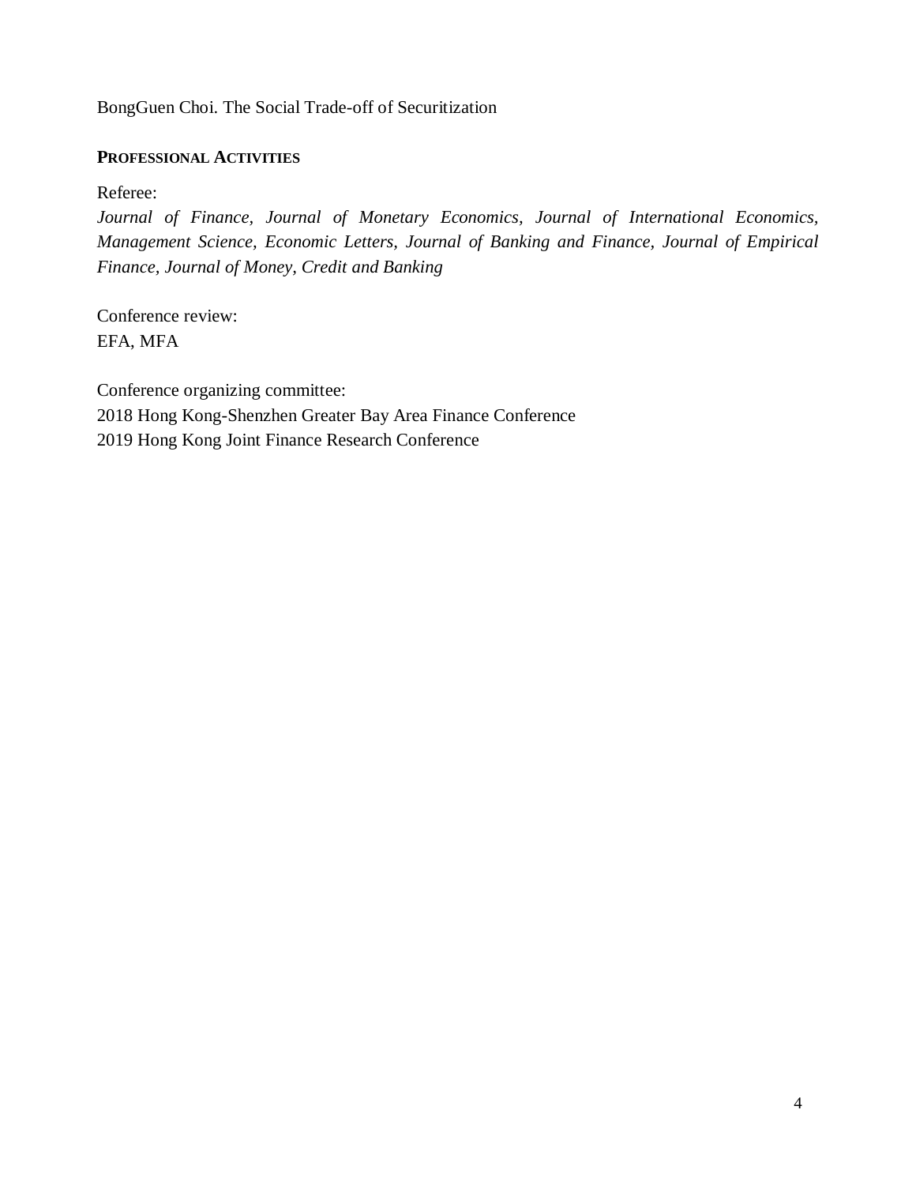BongGuen Choi. The Social Trade-off of Securitization

## PROFESSIONAL ACTIVITIES

Referee:
*Journal of Finance, Journal of Monetary Economics, Journal of International Economics, Management Science, Economic Letters, Journal of Banking and Finance, Journal of Empirical Finance, Journal of Money, Credit and Banking*

Conference review:
EFA, MFA

Conference organizing committee:
2018 Hong Kong-Shenzhen Greater Bay Area Finance Conference
2019 Hong Kong Joint Finance Research Conference